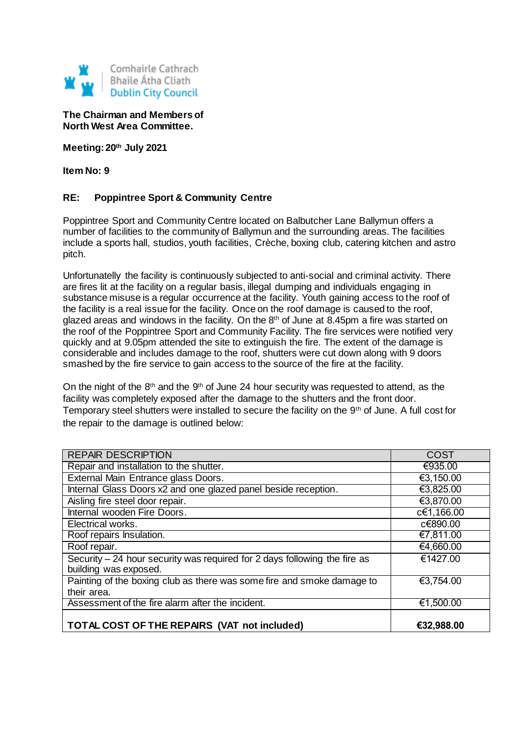Comhairle Cathrach Bhaile Átha Cliath
Dublin City Council

**The Chairman and Members of North West Area Committee.**

**Meeting: 20th July 2021**

**Item No: 9**

**RE: Poppintree Sport & Community Centre**

Poppintree Sport and Community Centre located on Balbutcher Lane Ballymun offers a number of facilities to the community of Ballymun and the surrounding areas. The facilities include a sports hall, studios, youth facilities, Crèche, boxing club, catering kitchen and astro pitch.

Unfortunately the facility is continuously subjected to anti-social and criminal activity. There are fires lit at the facility on a regular basis, illegal dumping and individuals engaging in substance misuse is a regular occurrence at the facility. Youth gaining access to the roof of the facility is a real issue for the facility. Once on the roof damage is caused to the roof, glazed areas and windows in the facility. On the 8th of June at 8.45pm a fire was started on the roof of the Poppintree Sport and Community Facility. The fire services were notified very quickly and at 9.05pm attended the site to extinguish the fire. The extent of the damage is considerable and includes damage to the roof, shutters were cut down along with 9 doors smashed by the fire service to gain access to the source of the fire at the facility.

On the night of the 8th and the 9th of June 24 hour security was requested to attend, as the facility was completely exposed after the damage to the shutters and the front door. Temporary steel shutters were installed to secure the facility on the 9th of June. A full cost for the repair to the damage is outlined below:

| REPAIR DESCRIPTION | COST |
| --- | --- |
| Repair and installation to the shutter. | €935.00 |
| External Main Entrance glass Doors. | €3,150.00 |
| Internal Glass Doors x2 and one glazed panel beside reception. | €3,825.00 |
| Aisling fire steel door repair. | €3,870.00 |
| Internal wooden Fire Doors. | c€1,166.00 |
| Electrical works. | c€890.00 |
| Roof repairs Insulation. | €7,811.00 |
| Roof repair. | €4,660.00 |
| Security – 24 hour security was required for 2 days following the fire as building was exposed. | €1427.00 |
| Painting of the boxing club as there was some fire and smoke damage to their area. | €3,754.00 |
| Assessment of the fire alarm after the incident. | €1,500.00 |
| **TOTAL COST OF THE REPAIRS (VAT not included)** | **€32,988.00** |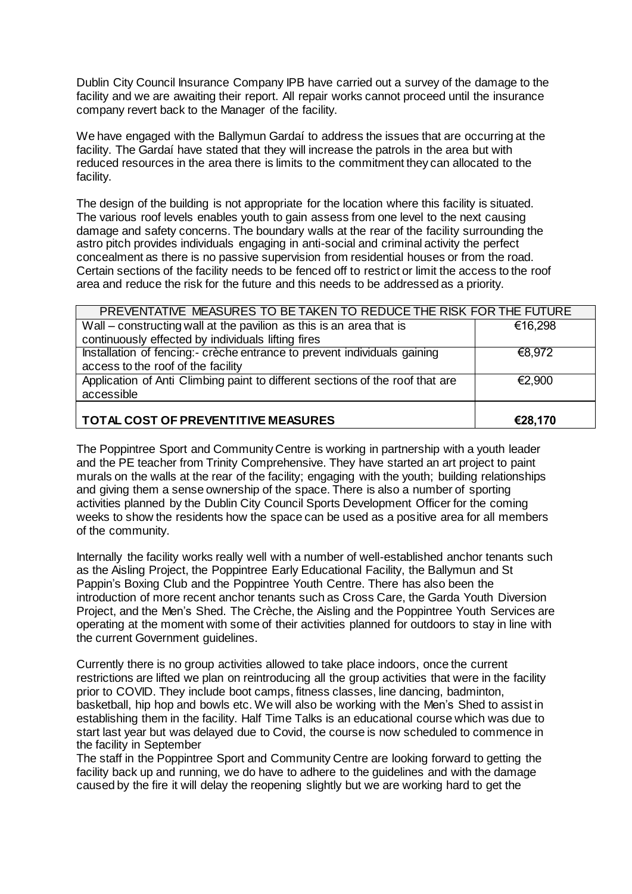Dublin City Council Insurance Company IPB have carried out a survey of the damage to the facility and we are awaiting their report. All repair works cannot proceed until the insurance company revert back to the Manager of the facility.

We have engaged with the Ballymun Gardaí to address the issues that are occurring at the facility. The Gardaí have stated that they will increase the patrols in the area but with reduced resources in the area there is limits to the commitment they can allocated to the facility.

The design of the building is not appropriate for the location where this facility is situated. The various roof levels enables youth to gain assess from one level to the next causing damage and safety concerns. The boundary walls at the rear of the facility surrounding the astro pitch provides individuals engaging in anti-social and criminal activity the perfect concealment as there is no passive supervision from residential houses or from the road. Certain sections of the facility needs to be fenced off to restrict or limit the access to the roof area and reduce the risk for the future and this needs to be addressed as a priority.

| PREVENTATIVE MEASURES TO BE TAKEN TO REDUCE THE RISK FOR THE FUTURE | |
|---|---|
| Wall – constructing wall at the pavilion as this is an area that is continuously effected by individuals lifting fires | €16,298 |
| Installation of fencing:- crèche entrance to prevent individuals gaining access to the roof of the facility | €8,972 |
| Application of Anti Climbing paint to different sections of the roof that are accessible | €2,900 |
| **TOTAL COST OF PREVENTITIVE MEASURES** | **€28,170** |

The Poppintree Sport and Community Centre is working in partnership with a youth leader and the PE teacher from Trinity Comprehensive. They have started an art project to paint murals on the walls at the rear of the facility; engaging with the youth; building relationships and giving them a sense ownership of the space. There is also a number of sporting activities planned by the Dublin City Council Sports Development Officer for the coming weeks to show the residents how the space can be used as a positive area for all members of the community.

Internally the facility works really well with a number of well-established anchor tenants such as the Aisling Project, the Poppintree Early Educational Facility, the Ballymun and St Pappin's Boxing Club and the Poppintree Youth Centre. There has also been the introduction of more recent anchor tenants such as Cross Care, the Garda Youth Diversion Project, and the Men's Shed. The Crèche, the Aisling and the Poppintree Youth Services are operating at the moment with some of their activities planned for outdoors to stay in line with the current Government guidelines.

Currently there is no group activities allowed to take place indoors, once the current restrictions are lifted we plan on reintroducing all the group activities that were in the facility prior to COVID. They include boot camps, fitness classes, line dancing, badminton, basketball, hip hop and bowls etc. We will also be working with the Men's Shed to assist in establishing them in the facility. Half Time Talks is an educational course which was due to start last year but was delayed due to Covid, the course is now scheduled to commence in the facility in September

The staff in the Poppintree Sport and Community Centre are looking forward to getting the facility back up and running, we do have to adhere to the guidelines and with the damage caused by the fire it will delay the reopening slightly but we are working hard to get the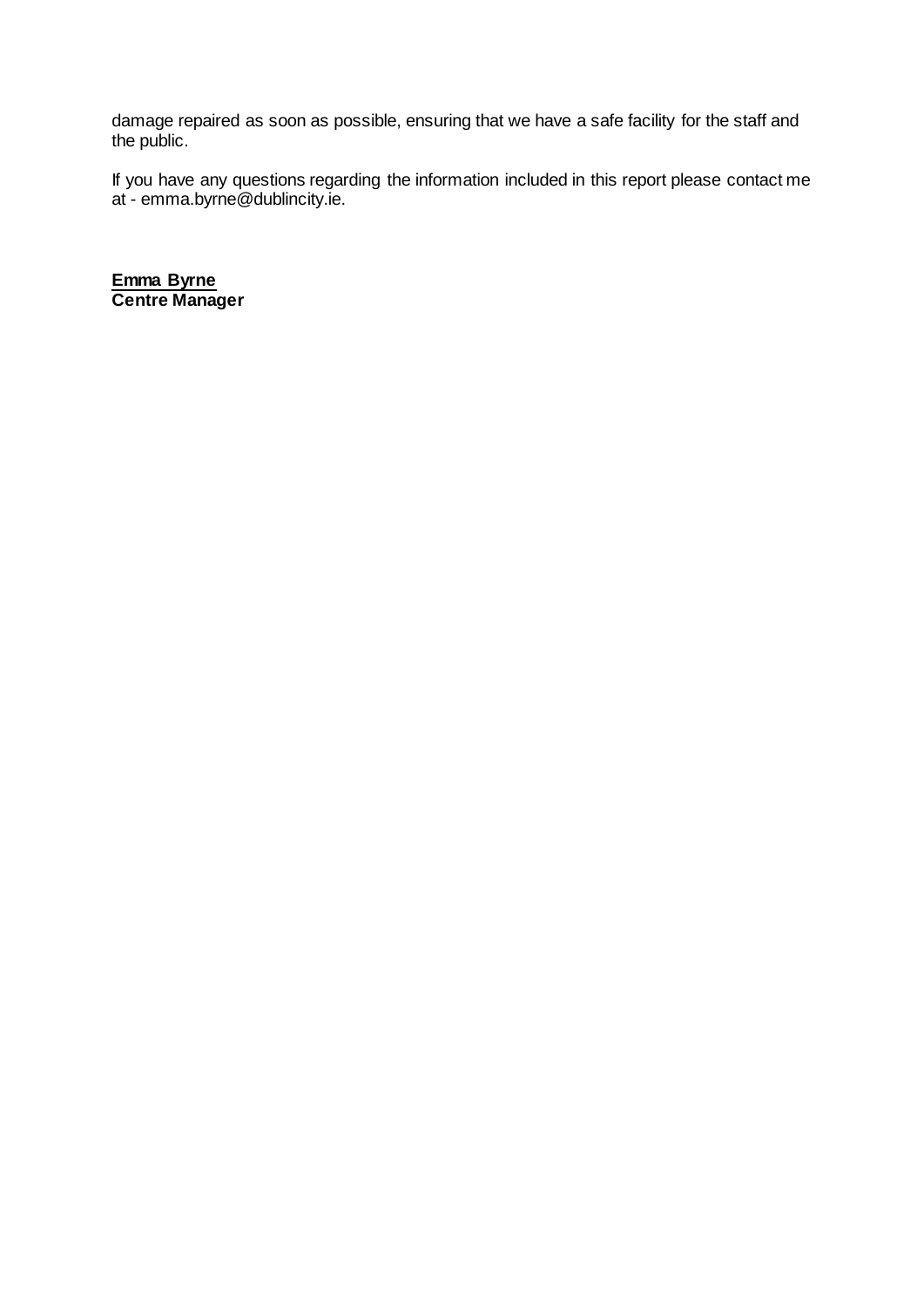damage repaired as soon as possible, ensuring that we have a safe facility for the staff and the public.

If you have any questions regarding the information included in this report please contact me at - emma.byrne@dublincity.ie.

**Emma Byrne**
**Centre Manager**